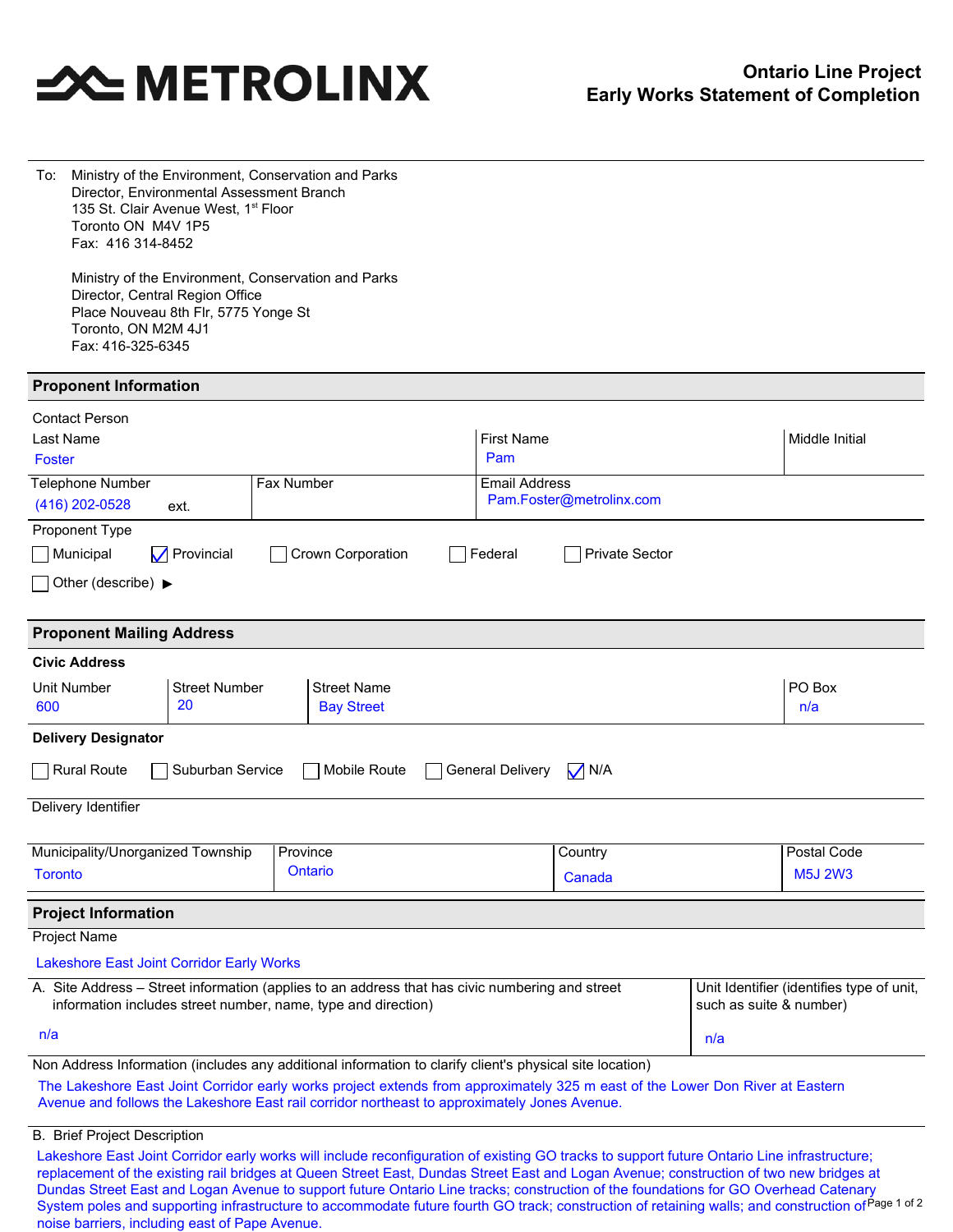# METROLINX

**Ontario Line Project**
**Early Works Statement of Completion**

To: Ministry of the Environment, Conservation and Parks
Director, Environmental Assessment Branch
135 St. Clair Avenue West, 1st Floor
Toronto ON M4V 1P5
Fax: 416 314-8452

Ministry of the Environment, Conservation and Parks
Director, Central Region Office
Place Nouveau 8th Flr, 5775 Yonge St
Toronto, ON M2M 4J1
Fax: 416-325-6345

## Proponent Information

Contact Person

| Last Name | First Name | Middle Initial |
|---|---|---|
| Foster | Pam | |

| Telephone Number | Fax Number | Email Address |
|---|---|---|
| (416) 202-0528 ext. | | Pam.Foster@metrolinx.com |

Proponent Type

- [ ] Municipal
- [x] Provincial
- [ ] Crown Corporation
- [ ] Federal
- [ ] Private Sector
- [ ] Other (describe) ▶

## Proponent Mailing Address

**Civic Address**

| Unit Number | Street Number | Street Name | PO Box |
|---|---|---|---|
| 600 | 20 | Bay Street | n/a |

**Delivery Designator**

- [ ] Rural Route
- [ ] Suburban Service
- [ ] Mobile Route
- [ ] General Delivery
- [x] N/A

Delivery Identifier

| Municipality/Unorganized Township | Province | Country | Postal Code |
|---|---|---|---|
| Toronto | Ontario | Canada | M5J 2W3 |

## Project Information

Project Name

Lakeshore East Joint Corridor Early Works

| A. Site Address – Street information (applies to an address that has civic numbering and street information includes street number, name, type and direction) | Unit Identifier (identifies type of unit, such as suite & number) |
|---|---|
| n/a | n/a |

Non Address Information (includes any additional information to clarify client's physical site location)

The Lakeshore East Joint Corridor early works project extends from approximately 325 m east of the Lower Don River at Eastern Avenue and follows the Lakeshore East rail corridor northeast to approximately Jones Avenue.

B. Brief Project Description

Lakeshore East Joint Corridor early works will include reconfiguration of existing GO tracks to support future Ontario Line infrastructure; replacement of the existing rail bridges at Queen Street East, Dundas Street East and Logan Avenue; construction of two new bridges at Dundas Street East and Logan Avenue to support future Ontario Line tracks; construction of the foundations for GO Overhead Catenary System poles and supporting infrastructure to accommodate future fourth GO track; construction of retaining walls; and construction of noise barriers, including east of Pape Avenue.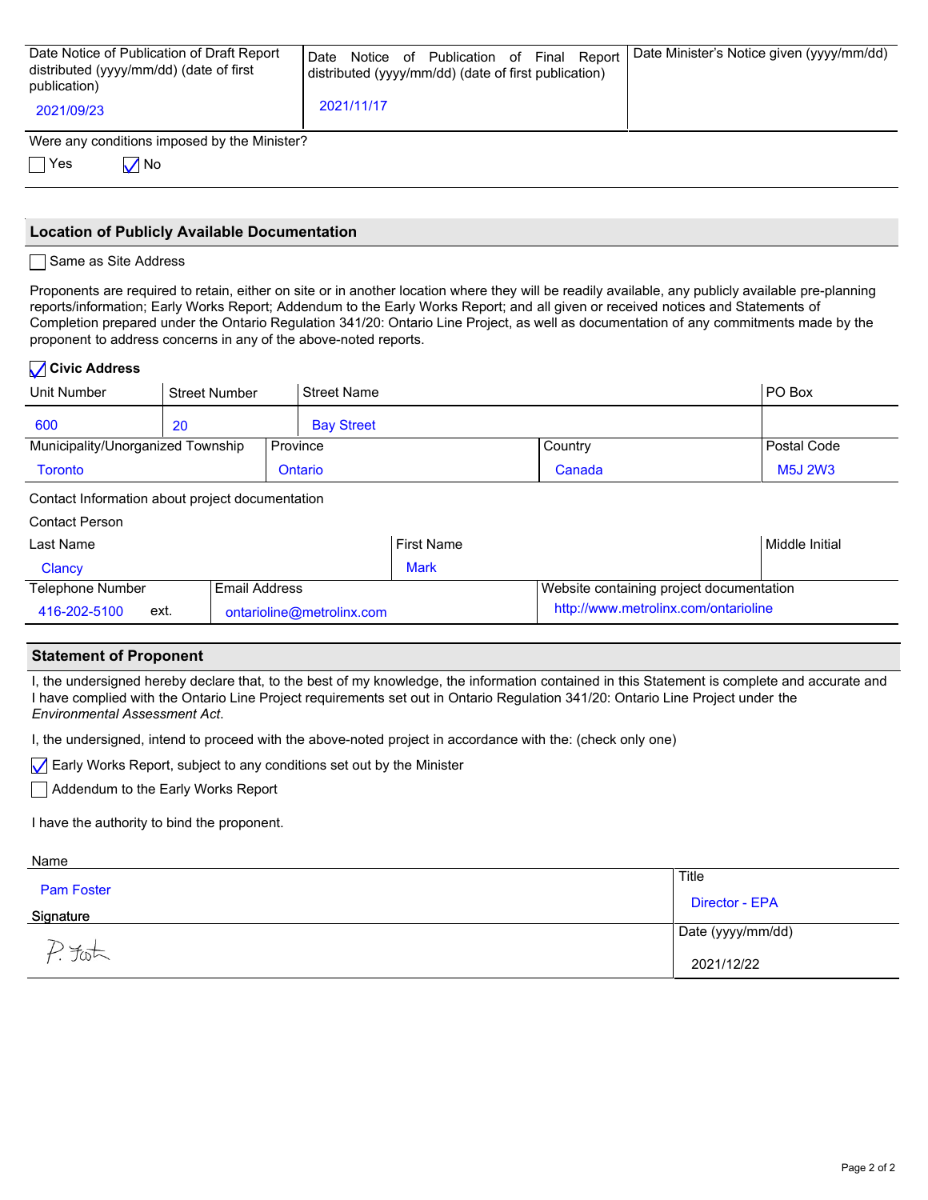| Date Notice of Publication of Draft Report distributed (yyyy/mm/dd) (date of first publication) | Date Notice of Publication of Final Report distributed (yyyy/mm/dd) (date of first publication) | Date Minister's Notice given (yyyy/mm/dd) |
|---|---|---|
| 2021/09/23 | 2021/11/17 | |

Were any conditions imposed by the Minister?

☐ Yes ☑ No

## Location of Publicly Available Documentation

☐ Same as Site Address

Proponents are required to retain, either on site or in another location where they will be readily available, any publicly available pre-planning reports/information; Early Works Report; Addendum to the Early Works Report; and all given or received notices and Statements of Completion prepared under the Ontario Regulation 341/20: Ontario Line Project, as well as documentation of any commitments made by the proponent to address concerns in any of the above-noted reports.

☑ **Civic Address**

| Unit Number | Street Number | Street Name | PO Box |
|---|---|---|---|
| 600 | 20 | Bay Street | |

| Municipality/Unorganized Township | Province | Country | Postal Code |
|---|---|---|---|
| Toronto | Ontario | Canada | M5J 2W3 |

Contact Information about project documentation

Contact Person

| Last Name | First Name | Middle Initial |
|---|---|---|
| Clancy | Mark | |

| Telephone Number | Email Address | Website containing project documentation |
|---|---|---|
| 416-202-5100 ext. | ontarioline@metrolinx.com | http://www.metrolinx.com/ontarioline |

## Statement of Proponent

I, the undersigned hereby declare that, to the best of my knowledge, the information contained in this Statement is complete and accurate and I have complied with the Ontario Line Project requirements set out in Ontario Regulation 341/20: Ontario Line Project under the *Environmental Assessment Act*.

I, the undersigned, intend to proceed with the above-noted project in accordance with the: (check only one)

☑ Early Works Report, subject to any conditions set out by the Minister

☐ Addendum to the Early Works Report

I have the authority to bind the proponent.

| Name | Title |
|---|---|
| Pam Foster | Director - EPA |
| **Signature** | **Date (yyyy/mm/dd)** |
| P. Foster | 2021/12/22 |